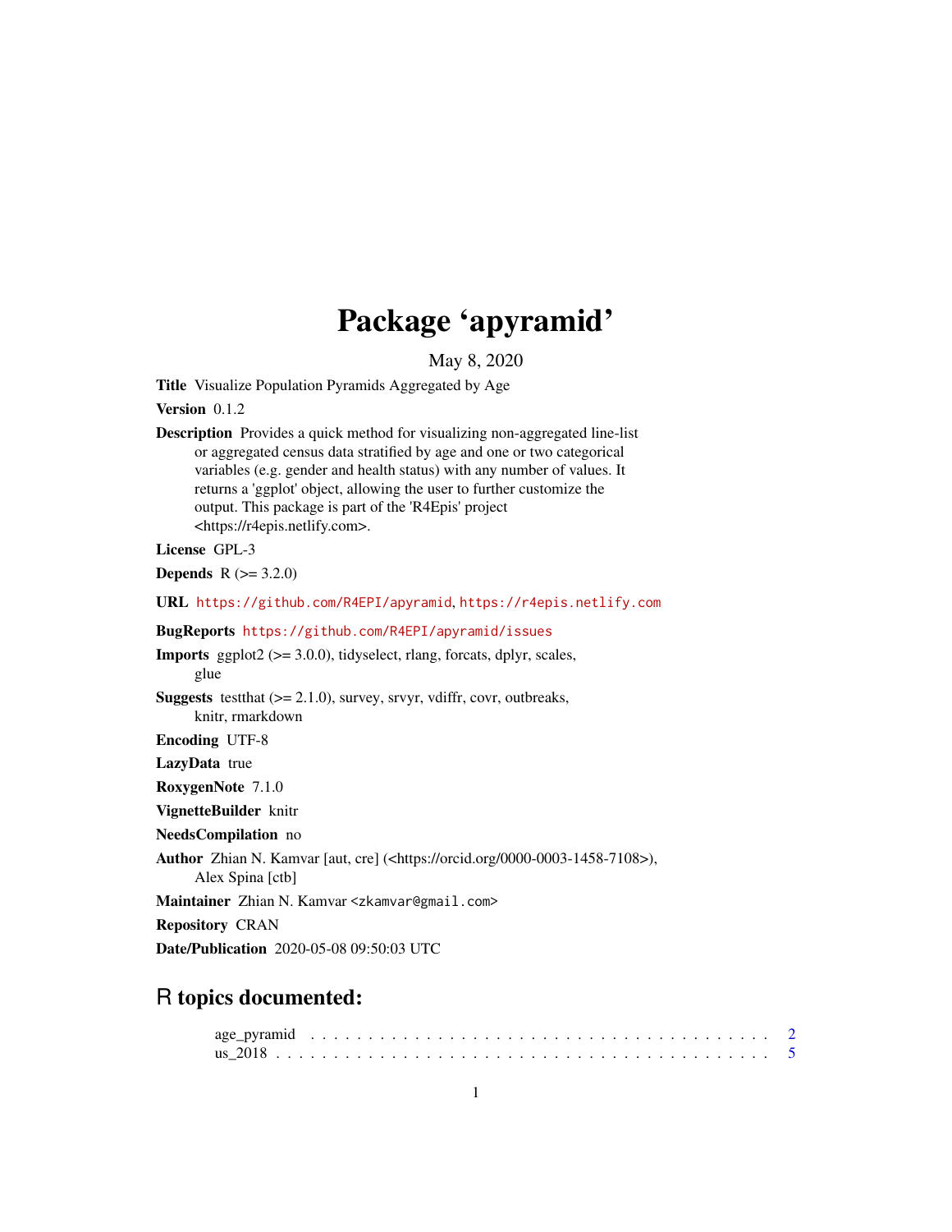# Package 'apyramid'

May 8, 2020

**Title** Visualize Population Pyramids Aggregated by Age

**Version** 0.1.2

**Description** Provides a quick method for visualizing non-aggregated line-list or aggregated census data stratified by age and one or two categorical variables (e.g. gender and health status) with any number of values. It returns a 'ggplot' object, allowing the user to further customize the output. This package is part of the 'R4Epis' project <https://r4epis.netlify.com>.

**License** GPL-3

**Depends** R (>= 3.2.0)

**URL** https://github.com/R4EPI/apyramid, https://r4epis.netlify.com

**BugReports** https://github.com/R4EPI/apyramid/issues

**Imports** ggplot2 (>= 3.0.0), tidyselect, rlang, forcats, dplyr, scales, glue

**Suggests** testthat (>= 2.1.0), survey, srvyr, vdiffr, covr, outbreaks, knitr, rmarkdown

**Encoding** UTF-8

**LazyData** true

**RoxygenNote** 7.1.0

**VignetteBuilder** knitr

**NeedsCompilation** no

**Author** Zhian N. Kamvar [aut, cre] (<https://orcid.org/0000-0003-1458-7108>), Alex Spina [ctb]

**Maintainer** Zhian N. Kamvar <zkamvar@gmail.com>

**Repository** CRAN

**Date/Publication** 2020-05-08 09:50:03 UTC

## R topics documented:

age_pyramid . . . . . . . . . . . . . . . . . . . . . . . . . . . . . . . . . . . . . . 2
us_2018 . . . . . . . . . . . . . . . . . . . . . . . . . . . . . . . . . . . . . . . . . 5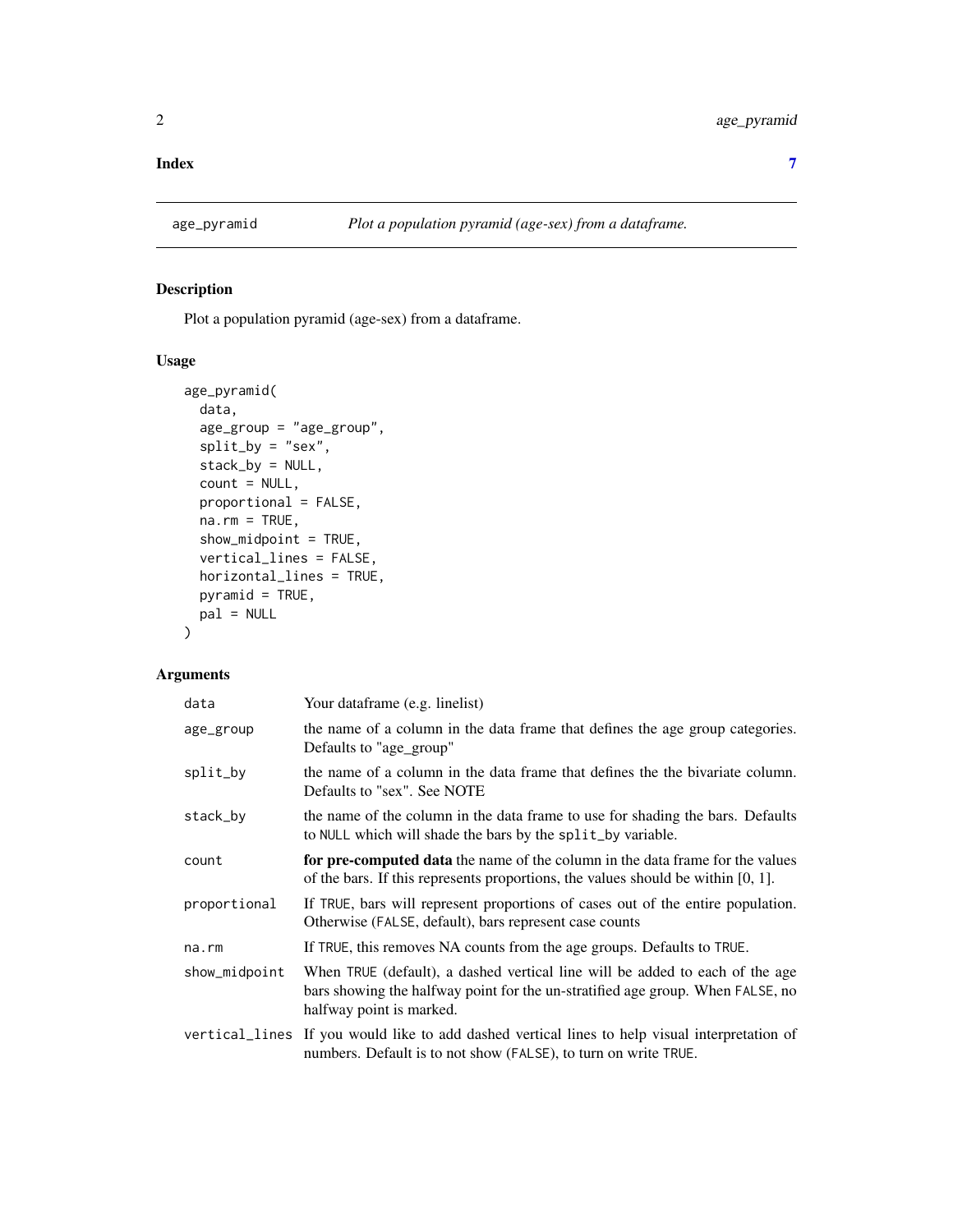Index 7

## age_pyramid — *Plot a population pyramid (age-sex) from a dataframe.*

### Description

Plot a population pyramid (age-sex) from a dataframe.

### Usage

```
age_pyramid(
  data,
  age_group = "age_group",
  split_by = "sex",
  stack_by = NULL,
  count = NULL,
  proportional = FALSE,
  na.rm = TRUE,
  show_midpoint = TRUE,
  vertical_lines = FALSE,
  horizontal_lines = TRUE,
  pyramid = TRUE,
  pal = NULL
)
```

### Arguments

| Argument | Description |
|---|---|
| `data` | Your dataframe (e.g. linelist) |
| `age_group` | the name of a column in the data frame that defines the age group categories. Defaults to "age_group" |
| `split_by` | the name of a column in the data frame that defines the the bivariate column. Defaults to "sex". See NOTE |
| `stack_by` | the name of the column in the data frame to use for shading the bars. Defaults to `NULL` which will shade the bars by the `split_by` variable. |
| `count` | **for pre-computed data** the name of the column in the data frame for the values of the bars. If this represents proportions, the values should be within [0, 1]. |
| `proportional` | If `TRUE`, bars will represent proportions of cases out of the entire population. Otherwise (`FALSE`, default), bars represent case counts |
| `na.rm` | If `TRUE`, this removes NA counts from the age groups. Defaults to `TRUE`. |
| `show_midpoint` | When `TRUE` (default), a dashed vertical line will be added to each of the age bars showing the halfway point for the un-stratified age group. When `FALSE`, no halfway point is marked. |
| `vertical_lines` | If you would like to add dashed vertical lines to help visual interpretation of numbers. Default is to not show (`FALSE`), to turn on write `TRUE`. |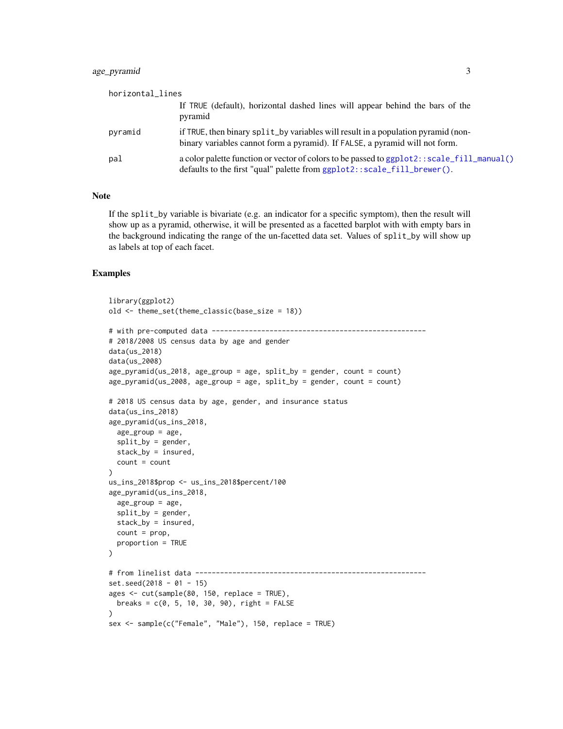horizontal_lines
: If TRUE (default), horizontal dashed lines will appear behind the bars of the pyramid

pyramid
: if TRUE, then binary split_by variables will result in a population pyramid (non-binary variables cannot form a pyramid). If FALSE, a pyramid will not form.

pal
: a color palette function or vector of colors to be passed to ggplot2::scale_fill_manual() defaults to the first "qual" palette from ggplot2::scale_fill_brewer().

## Note

If the split_by variable is bivariate (e.g. an indicator for a specific symptom), then the result will show up as a pyramid, otherwise, it will be presented as a facetted barplot with with empty bars in the background indicating the range of the un-facetted data set. Values of split_by will show up as labels at top of each facet.

## Examples

```
library(ggplot2)
old <- theme_set(theme_classic(base_size = 18))

# with pre-computed data ----------------------------------------------------
# 2018/2008 US census data by age and gender
data(us_2018)
data(us_2008)
age_pyramid(us_2018, age_group = age, split_by = gender, count = count)
age_pyramid(us_2008, age_group = age, split_by = gender, count = count)

# 2018 US census data by age, gender, and insurance status
data(us_ins_2018)
age_pyramid(us_ins_2018,
  age_group = age,
  split_by = gender,
  stack_by = insured,
  count = count
)
us_ins_2018$prop <- us_ins_2018$percent/100
age_pyramid(us_ins_2018,
  age_group = age,
  split_by = gender,
  stack_by = insured,
  count = prop,
  proportion = TRUE
)

# from linelist data --------------------------------------------------------
set.seed(2018 - 01 - 15)
ages <- cut(sample(80, 150, replace = TRUE),
  breaks = c(0, 5, 10, 30, 90), right = FALSE
)
sex <- sample(c("Female", "Male"), 150, replace = TRUE)
```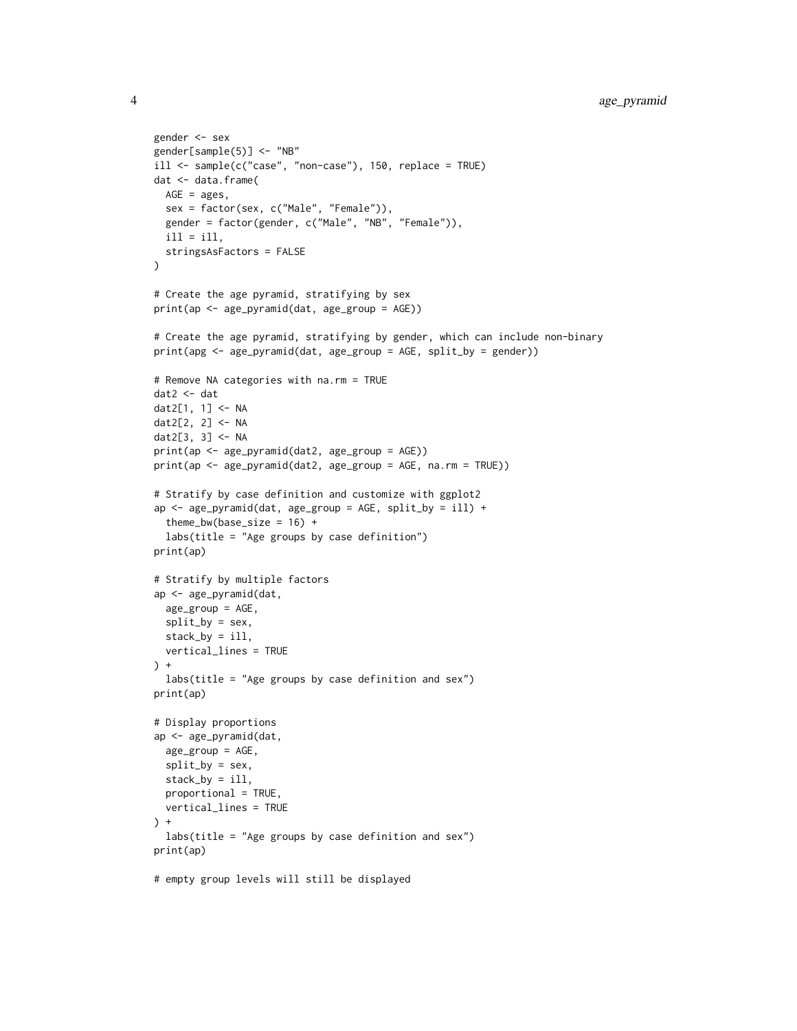```
gender <- sex
gender[sample(5)] <- "NB"
ill <- sample(c("case", "non-case"), 150, replace = TRUE)
dat <- data.frame(
  AGE = ages,
  sex = factor(sex, c("Male", "Female")),
  gender = factor(gender, c("Male", "NB", "Female")),
  ill = ill,
  stringsAsFactors = FALSE
)

# Create the age pyramid, stratifying by sex
print(ap <- age_pyramid(dat, age_group = AGE))

# Create the age pyramid, stratifying by gender, which can include non-binary
print(apg <- age_pyramid(dat, age_group = AGE, split_by = gender))

# Remove NA categories with na.rm = TRUE
dat2 <- dat
dat2[1, 1] <- NA
dat2[2, 2] <- NA
dat2[3, 3] <- NA
print(ap <- age_pyramid(dat2, age_group = AGE))
print(ap <- age_pyramid(dat2, age_group = AGE, na.rm = TRUE))

# Stratify by case definition and customize with ggplot2
ap <- age_pyramid(dat, age_group = AGE, split_by = ill) +
  theme_bw(base_size = 16) +
  labs(title = "Age groups by case definition")
print(ap)

# Stratify by multiple factors
ap <- age_pyramid(dat,
  age_group = AGE,
  split_by = sex,
  stack_by = ill,
  vertical_lines = TRUE
) +
  labs(title = "Age groups by case definition and sex")
print(ap)

# Display proportions
ap <- age_pyramid(dat,
  age_group = AGE,
  split_by = sex,
  stack_by = ill,
  proportional = TRUE,
  vertical_lines = TRUE
) +
  labs(title = "Age groups by case definition and sex")
print(ap)

# empty group levels will still be displayed
```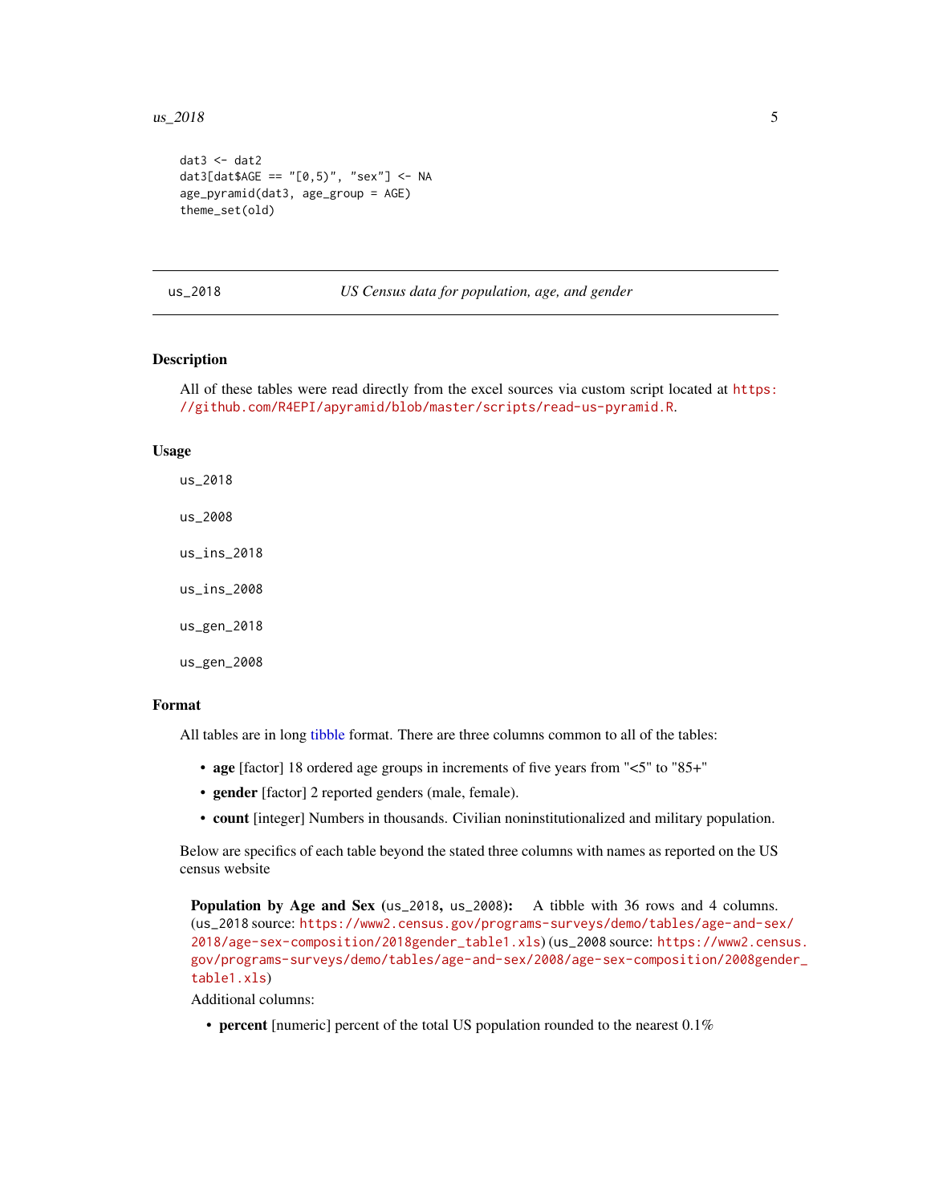```
dat3 <- dat2
dat3[dat$AGE == "[0,5)", "sex"] <- NA
age_pyramid(dat3, age_group = AGE)
theme_set(old)
```

---

`us_2018` *US Census data for population, age, and gender*

---

## Description

All of these tables were read directly from the excel sources via custom script located at https://github.com/R4EPI/apyramid/blob/master/scripts/read-us-pyramid.R.

## Usage

```
us_2018

us_2008

us_ins_2018

us_ins_2008

us_gen_2018

us_gen_2008
```

## Format

All tables are in long tibble format. There are three columns common to all of the tables:

- **age** [factor] 18 ordered age groups in increments of five years from "<5" to "85+"
- **gender** [factor] 2 reported genders (male, female).
- **count** [integer] Numbers in thousands. Civilian noninstitutionalized and military population.

Below are specifics of each table beyond the stated three columns with names as reported on the US census website

**Population by Age and Sex** (`us_2018`, `us_2008`): A tibble with 36 rows and 4 columns. (`us_2018` source: https://www2.census.gov/programs-surveys/demo/tables/age-and-sex/2018/age-sex-composition/2018gender_table1.xls) (`us_2008` source: https://www2.census.gov/programs-surveys/demo/tables/age-and-sex/2008/age-sex-composition/2008gender_table1.xls)

Additional columns:

- **percent** [numeric] percent of the total US population rounded to the nearest 0.1%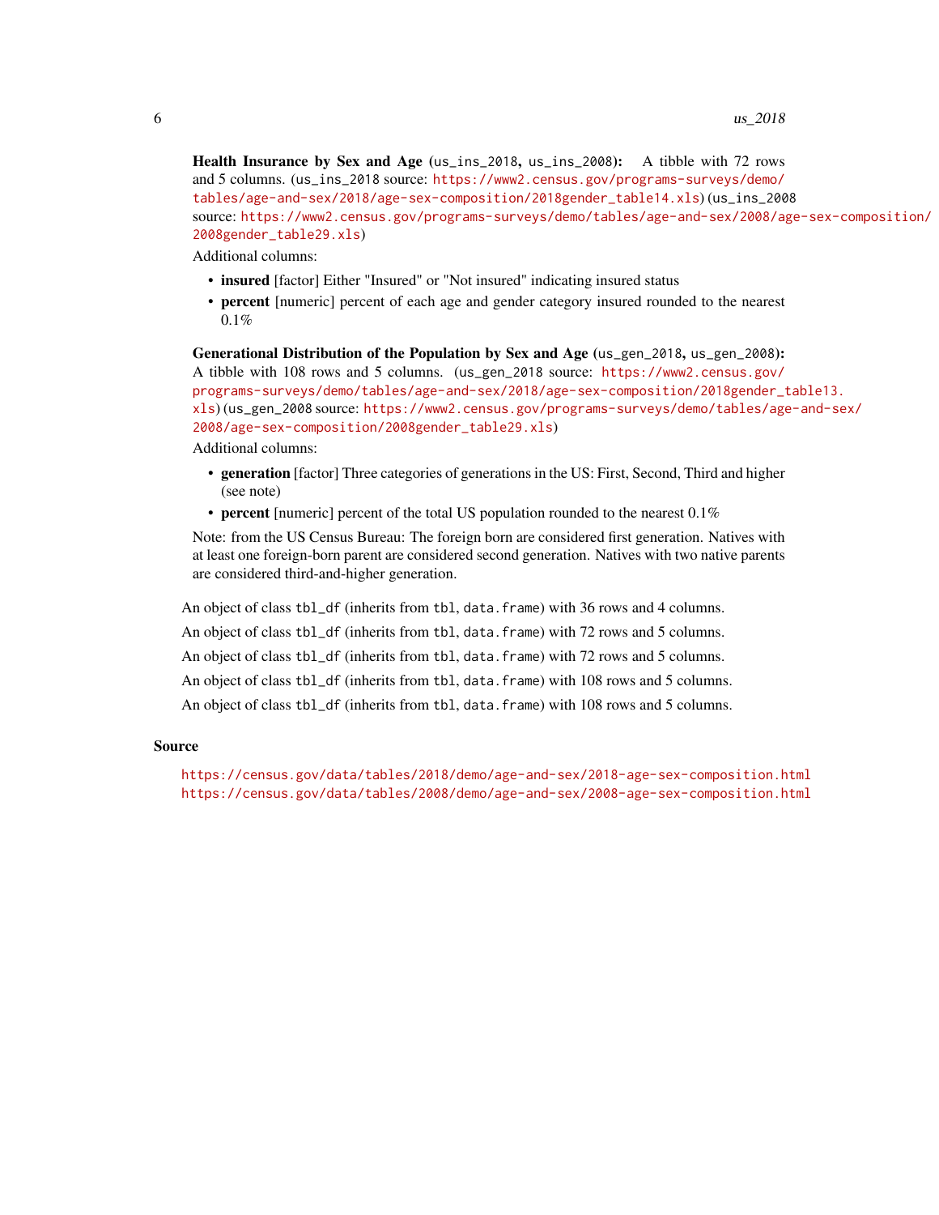**Health Insurance by Sex and Age** (`us_ins_2018`, `us_ins_2008`): A tibble with 72 rows and 5 columns. (`us_ins_2018` source: https://www2.census.gov/programs-surveys/demo/tables/age-and-sex/2018/age-sex-composition/2018gender_table14.xls) (`us_ins_2008` source: https://www2.census.gov/programs-surveys/demo/tables/age-and-sex/2008/age-sex-composition/2008gender_table29.xls)

Additional columns:

- **insured** [factor] Either "Insured" or "Not insured" indicating insured status
- **percent** [numeric] percent of each age and gender category insured rounded to the nearest 0.1%

**Generational Distribution of the Population by Sex and Age** (`us_gen_2018`, `us_gen_2008`): A tibble with 108 rows and 5 columns. (`us_gen_2018` source: https://www2.census.gov/programs-surveys/demo/tables/age-and-sex/2018/age-sex-composition/2018gender_table13.xls) (`us_gen_2008` source: https://www2.census.gov/programs-surveys/demo/tables/age-and-sex/2008/age-sex-composition/2008gender_table29.xls)

Additional columns:

- **generation** [factor] Three categories of generations in the US: First, Second, Third and higher (see note)
- **percent** [numeric] percent of the total US population rounded to the nearest 0.1%

Note: from the US Census Bureau: The foreign born are considered first generation. Natives with at least one foreign-born parent are considered second generation. Natives with two native parents are considered third-and-higher generation.

An object of class `tbl_df` (inherits from `tbl`, `data.frame`) with 36 rows and 4 columns.

An object of class `tbl_df` (inherits from `tbl`, `data.frame`) with 72 rows and 5 columns.

An object of class `tbl_df` (inherits from `tbl`, `data.frame`) with 72 rows and 5 columns.

An object of class `tbl_df` (inherits from `tbl`, `data.frame`) with 108 rows and 5 columns.

An object of class `tbl_df` (inherits from `tbl`, `data.frame`) with 108 rows and 5 columns.

## Source

https://census.gov/data/tables/2018/demo/age-and-sex/2018-age-sex-composition.html
https://census.gov/data/tables/2008/demo/age-and-sex/2008-age-sex-composition.html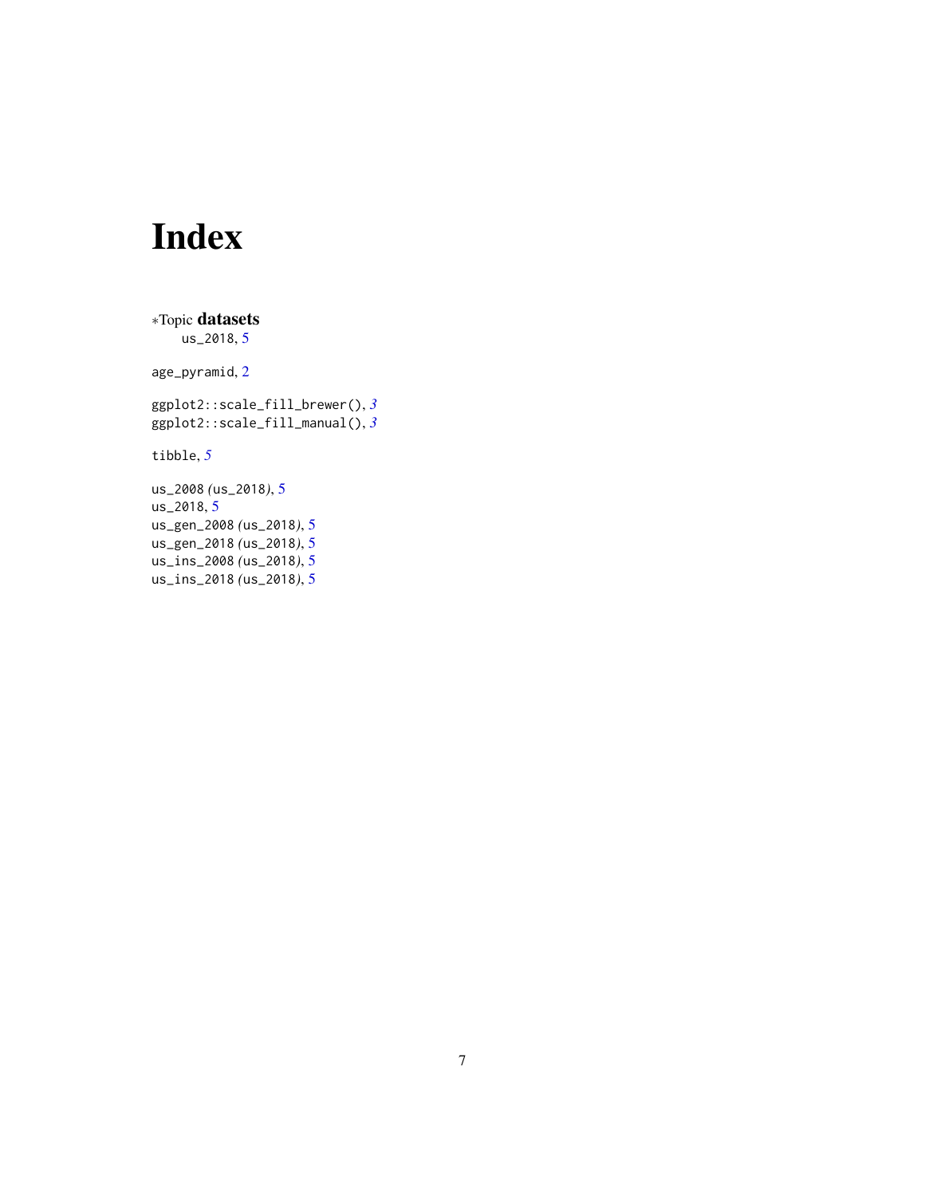# Index

∗Topic **datasets**
us_2018, 5

age_pyramid, 2

ggplot2::scale_fill_brewer(), *3*
ggplot2::scale_fill_manual(), *3*

tibble, *5*

us_2008 *(*us_2018*)*, 5
us_2018, 5
us_gen_2008 *(*us_2018*)*, 5
us_gen_2018 *(*us_2018*)*, 5
us_ins_2008 *(*us_2018*)*, 5
us_ins_2018 *(*us_2018*)*, 5